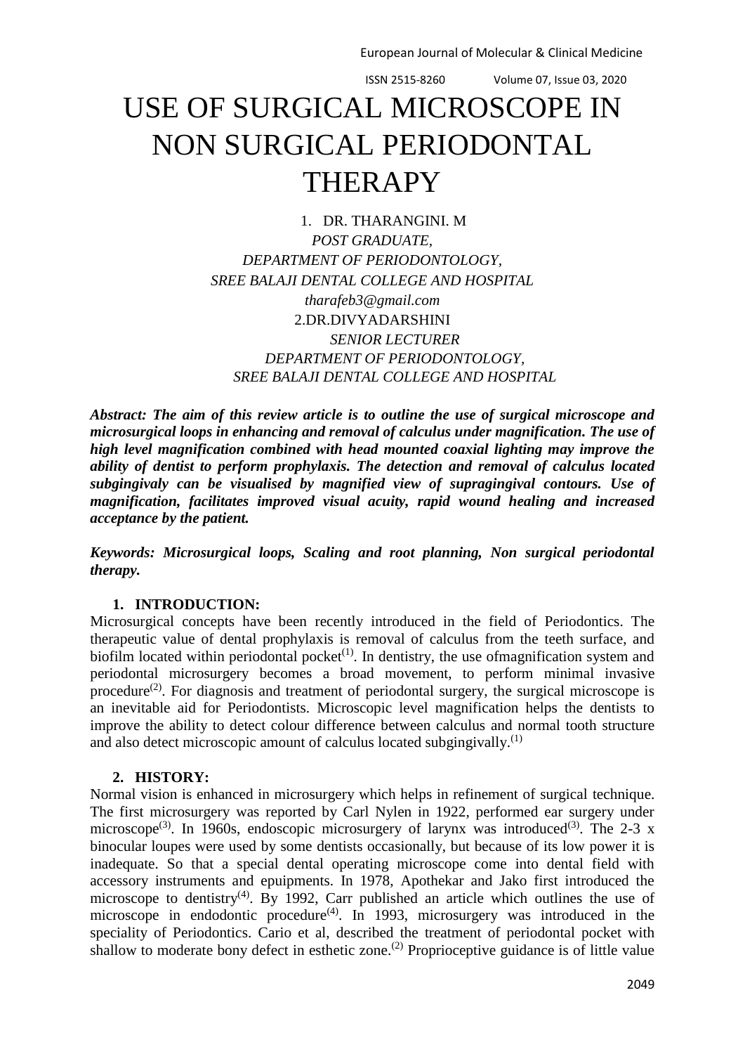# USE OF SURGICAL MICROSCOPE IN NON SURGICAL PERIODONTAL THERAPY

1. DR. THARANGINI. M
*POST GRADUATE,*
*DEPARTMENT OF PERIODONTOLOGY,*
*SREE BALAJI DENTAL COLLEGE AND HOSPITAL*
*tharafeb3@gmail.com*

2.DR.DIVYADARSHINI
*SENIOR LECTURER*
*DEPARTMENT OF PERIODONTOLOGY,*
*SREE BALAJI DENTAL COLLEGE AND HOSPITAL*

***Abstract: The aim of this review article is to outline the use of surgical microscope and microsurgical loops in enhancing and removal of calculus under magnification. The use of high level magnification combined with head mounted coaxial lighting may improve the ability of dentist to perform prophylaxis. The detection and removal of calculus located subgingivaly can be visualised by magnified view of supragingival contours. Use of magnification, facilitates improved visual acuity, rapid wound healing and increased acceptance by the patient.***

***Keywords: Microsurgical loops, Scaling and root planning, Non surgical periodontal therapy.***

## 1. INTRODUCTION:

Microsurgical concepts have been recently introduced in the field of Periodontics. The therapeutic value of dental prophylaxis is removal of calculus from the teeth surface, and biofilm located within periodontal pocket[1]. In dentistry, the use ofmagnification system and periodontal microsurgery becomes a broad movement, to perform minimal invasive procedure[2]. For diagnosis and treatment of periodontal surgery, the surgical microscope is an inevitable aid for Periodontists. Microscopic level magnification helps the dentists to improve the ability to detect colour difference between calculus and normal tooth structure and also detect microscopic amount of calculus located subgingivally.[1]

## 2. HISTORY:

Normal vision is enhanced in microsurgery which helps in refinement of surgical technique. The first microsurgery was reported by Carl Nylen in 1922, performed ear surgery under microscope[3]. In 1960s, endoscopic microsurgery of larynx was introduced[3]. The 2-3 x binocular loupes were used by some dentists occasionally, but because of its low power it is inadequate. So that a special dental operating microscope come into dental field with accessory instruments and epuipments. In 1978, Apothekar and Jako first introduced the microscope to dentistry[4]. By 1992, Carr published an article which outlines the use of microscope in endodontic procedure[4]. In 1993, microsurgery was introduced in the speciality of Periodontics. Cario et al, described the treatment of periodontal pocket with shallow to moderate bony defect in esthetic zone.[2] Proprioceptive guidance is of little value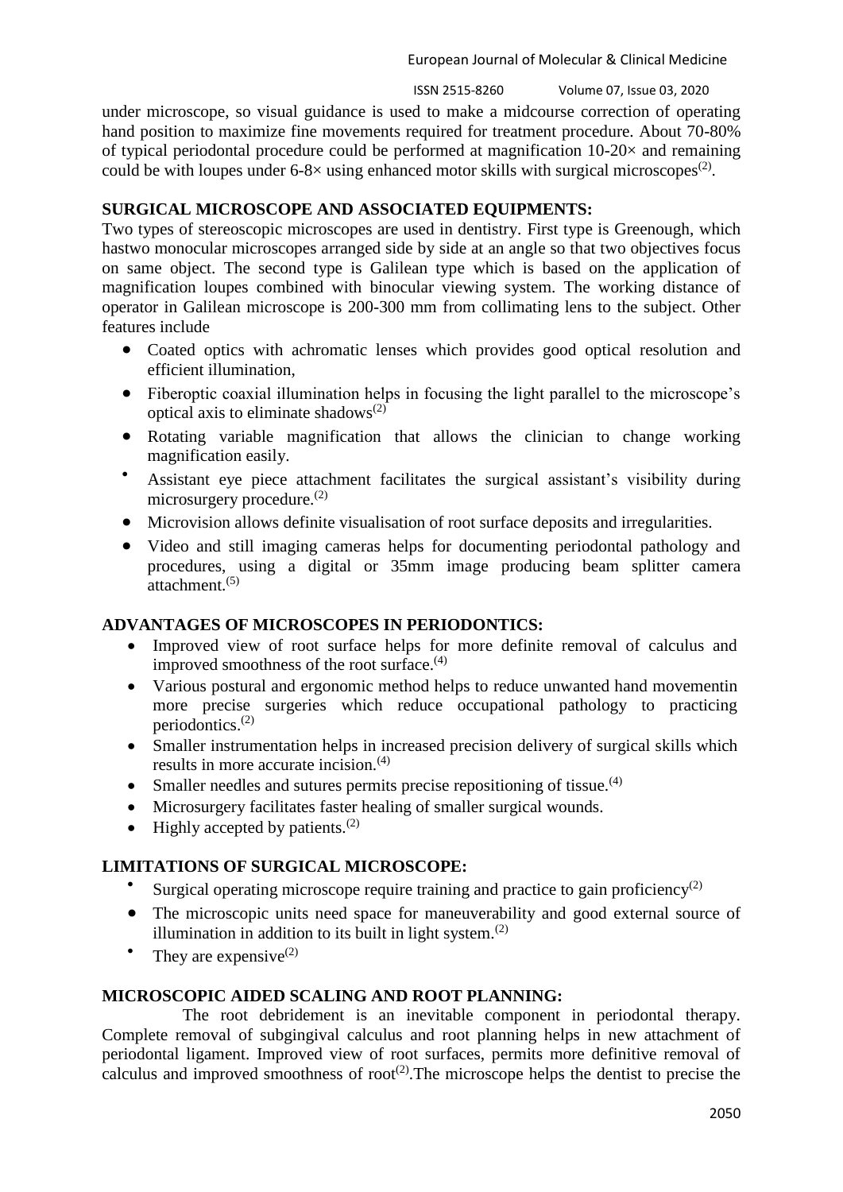under microscope, so visual guidance is used to make a midcourse correction of operating hand position to maximize fine movements required for treatment procedure. About 70-80% of typical periodontal procedure could be performed at magnification 10-20× and remaining could be with loupes under 6-8× using enhanced motor skills with surgical microscopes[(2)].

## SURGICAL MICROSCOPE AND ASSOCIATED EQUIPMENTS:

Two types of stereoscopic microscopes are used in dentistry. First type is Greenough, which hastwo monocular microscopes arranged side by side at an angle so that two objectives focus on same object. The second type is Galilean type which is based on the application of magnification loupes combined with binocular viewing system. The working distance of operator in Galilean microscope is 200-300 mm from collimating lens to the subject. Other features include

- Coated optics with achromatic lenses which provides good optical resolution and efficient illumination,
- Fiberoptic coaxial illumination helps in focusing the light parallel to the microscope's optical axis to eliminate shadows[(2)]
- Rotating variable magnification that allows the clinician to change working magnification easily.
- Assistant eye piece attachment facilitates the surgical assistant's visibility during microsurgery procedure.[(2)]
- Microvision allows definite visualisation of root surface deposits and irregularities.
- Video and still imaging cameras helps for documenting periodontal pathology and procedures, using a digital or 35mm image producing beam splitter camera attachment.[(5)]

## ADVANTAGES OF MICROSCOPES IN PERIODONTICS:

- Improved view of root surface helps for more definite removal of calculus and improved smoothness of the root surface.[(4)]
- Various postural and ergonomic method helps to reduce unwanted hand movementin more precise surgeries which reduce occupational pathology to practicing periodontics.[(2)]
- Smaller instrumentation helps in increased precision delivery of surgical skills which results in more accurate incision.[(4)]
- Smaller needles and sutures permits precise repositioning of tissue.[(4)]
- Microsurgery facilitates faster healing of smaller surgical wounds.
- Highly accepted by patients.[(2)]

## LIMITATIONS OF SURGICAL MICROSCOPE:

- Surgical operating microscope require training and practice to gain proficiency[(2)]
- The microscopic units need space for maneuverability and good external source of illumination in addition to its built in light system.[(2)]
- They are expensive[(2)]

## MICROSCOPIC AIDED SCALING AND ROOT PLANNING:

The root debridement is an inevitable component in periodontal therapy. Complete removal of subgingival calculus and root planning helps in new attachment of periodontal ligament. Improved view of root surfaces, permits more definitive removal of calculus and improved smoothness of root[(2)].The microscope helps the dentist to precise the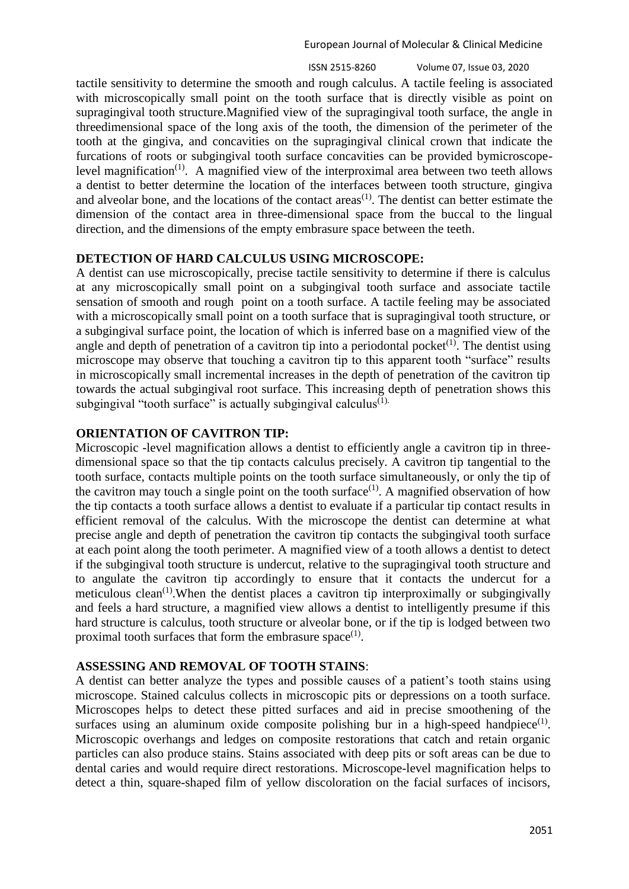tactile sensitivity to determine the smooth and rough calculus. A tactile feeling is associated with microscopically small point on the tooth surface that is directly visible as point on supragingival tooth structure.Magnified view of the supragingival tooth surface, the angle in threedimensional space of the long axis of the tooth, the dimension of the perimeter of the tooth at the gingiva, and concavities on the supragingival clinical crown that indicate the furcations of roots or subgingival tooth surface concavities can be provided bymicroscope-level magnification[1]. A magnified view of the interproximal area between two teeth allows a dentist to better determine the location of the interfaces between tooth structure, gingiva and alveolar bone, and the locations of the contact areas[1]. The dentist can better estimate the dimension of the contact area in three-dimensional space from the buccal to the lingual direction, and the dimensions of the empty embrasure space between the teeth.

## DETECTION OF HARD CALCULUS USING MICROSCOPE:

A dentist can use microscopically, precise tactile sensitivity to determine if there is calculus at any microscopically small point on a subgingival tooth surface and associate tactile sensation of smooth and rough point on a tooth surface. A tactile feeling may be associated with a microscopically small point on a tooth surface that is supragingival tooth structure, or a subgingival surface point, the location of which is inferred base on a magnified view of the angle and depth of penetration of a cavitron tip into a periodontal pocket[1]. The dentist using microscope may observe that touching a cavitron tip to this apparent tooth "surface" results in microscopically small incremental increases in the depth of penetration of the cavitron tip towards the actual subgingival root surface. This increasing depth of penetration shows this subgingival "tooth surface" is actually subgingival calculus[1].

## ORIENTATION OF CAVITRON TIP:

Microscopic -level magnification allows a dentist to efficiently angle a cavitron tip in three-dimensional space so that the tip contacts calculus precisely. A cavitron tip tangential to the tooth surface, contacts multiple points on the tooth surface simultaneously, or only the tip of the cavitron may touch a single point on the tooth surface[1]. A magnified observation of how the tip contacts a tooth surface allows a dentist to evaluate if a particular tip contact results in efficient removal of the calculus. With the microscope the dentist can determine at what precise angle and depth of penetration the cavitron tip contacts the subgingival tooth surface at each point along the tooth perimeter. A magnified view of a tooth allows a dentist to detect if the subgingival tooth structure is undercut, relative to the supragingival tooth structure and to angulate the cavitron tip accordingly to ensure that it contacts the undercut for a meticulous clean[1].When the dentist places a cavitron tip interproximally or subgingivally and feels a hard structure, a magnified view allows a dentist to intelligently presume if this hard structure is calculus, tooth structure or alveolar bone, or if the tip is lodged between two proximal tooth surfaces that form the embrasure space[1].

## ASSESSING AND REMOVAL OF TOOTH STAINS:

A dentist can better analyze the types and possible causes of a patient's tooth stains using microscope. Stained calculus collects in microscopic pits or depressions on a tooth surface. Microscopes helps to detect these pitted surfaces and aid in precise smoothening of the surfaces using an aluminum oxide composite polishing bur in a high-speed handpiece[1]. Microscopic overhangs and ledges on composite restorations that catch and retain organic particles can also produce stains. Stains associated with deep pits or soft areas can be due to dental caries and would require direct restorations. Microscope-level magnification helps to detect a thin, square-shaped film of yellow discoloration on the facial surfaces of incisors,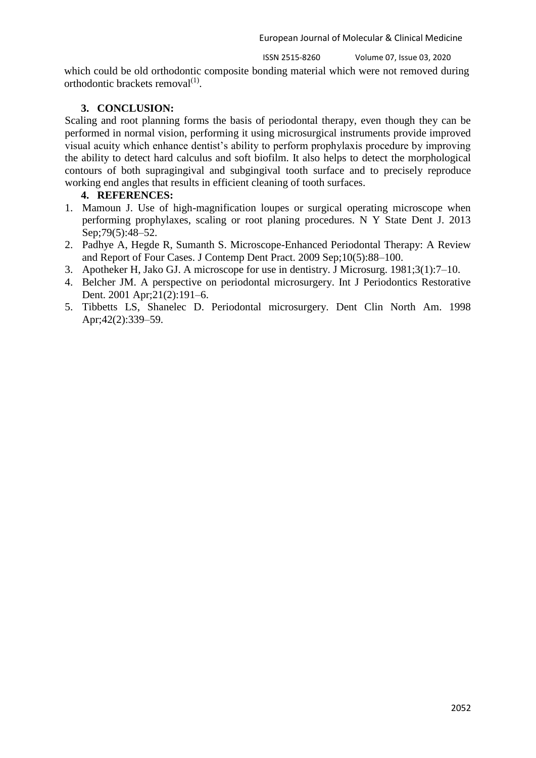which could be old orthodontic composite bonding material which were not removed during orthodontic brackets removal[1].

## 3. CONCLUSION:

Scaling and root planning forms the basis of periodontal therapy, even though they can be performed in normal vision, performing it using microsurgical instruments provide improved visual acuity which enhance dentist's ability to perform prophylaxis procedure by improving the ability to detect hard calculus and soft biofilm. It also helps to detect the morphological contours of both supragingival and subgingival tooth surface and to precisely reproduce working end angles that results in efficient cleaning of tooth surfaces.

## 4. REFERENCES:

1. Mamoun J. Use of high-magnification loupes or surgical operating microscope when performing prophylaxes, scaling or root planing procedures. N Y State Dent J. 2013 Sep;79(5):48–52.
2. Padhye A, Hegde R, Sumanth S. Microscope-Enhanced Periodontal Therapy: A Review and Report of Four Cases. J Contemp Dent Pract. 2009 Sep;10(5):88–100.
3. Apotheker H, Jako GJ. A microscope for use in dentistry. J Microsurg. 1981;3(1):7–10.
4. Belcher JM. A perspective on periodontal microsurgery. Int J Periodontics Restorative Dent. 2001 Apr;21(2):191–6.
5. Tibbetts LS, Shanelec D. Periodontal microsurgery. Dent Clin North Am. 1998 Apr;42(2):339–59.